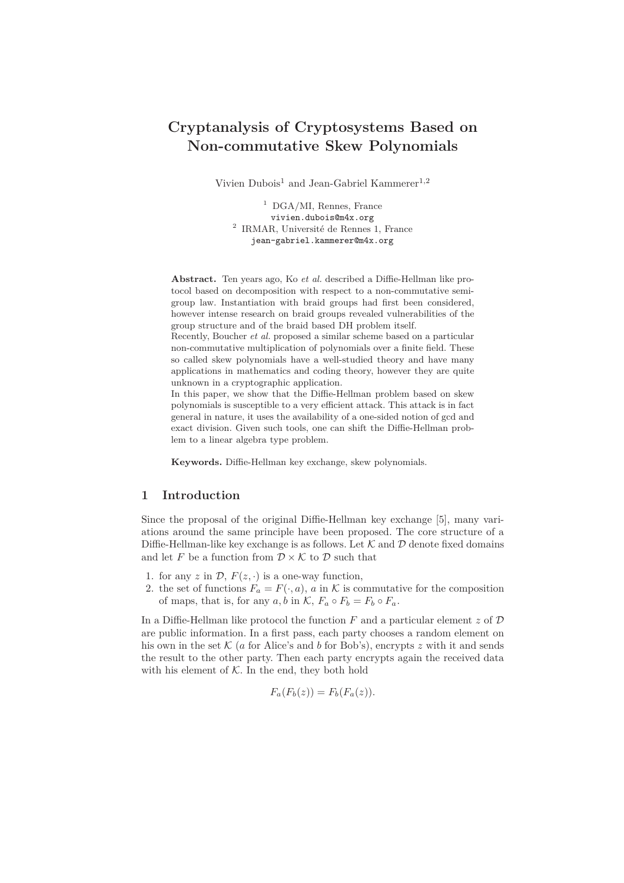# Cryptanalysis of Cryptosystems Based on Non-commutative Skew Polynomials

Vivien Dubois[1] and Jean-Gabriel Kammerer[1,2]

[1] DGA/MI, Rennes, France
vivien.dubois@m4x.org
[2] IRMAR, Université de Rennes 1, France
jean-gabriel.kammerer@m4x.org

**Abstract.** Ten years ago, Ko *et al.* described a Diffie-Hellman like protocol based on decomposition with respect to a non-commutative semigroup law. Instantiation with braid groups had first been considered, however intense research on braid groups revealed vulnerabilities of the group structure and of the braid based DH problem itself.
Recently, Boucher *et al.* proposed a similar scheme based on a particular non-commutative multiplication of polynomials over a finite field. These so called skew polynomials have a well-studied theory and have many applications in mathematics and coding theory, however they are quite unknown in a cryptographic application.
In this paper, we show that the Diffie-Hellman problem based on skew polynomials is susceptible to a very efficient attack. This attack is in fact general in nature, it uses the availability of a one-sided notion of gcd and exact division. Given such tools, one can shift the Diffie-Hellman problem to a linear algebra type problem.

**Keywords.** Diffie-Hellman key exchange, skew polynomials.

## 1 Introduction

Since the proposal of the original Diffie-Hellman key exchange [5], many variations around the same principle have been proposed. The core structure of a Diffie-Hellman-like key exchange is as follows. Let $\mathcal{K}$ and $\mathcal{D}$ denote fixed domains and let $F$ be a function from $\mathcal{D} \times \mathcal{K}$ to $\mathcal{D}$ such that

1. for any $z$ in $\mathcal{D}$, $F(z, \cdot)$ is a one-way function,
2. the set of functions $F_a = F(\cdot, a)$, $a$ in $\mathcal{K}$ is commutative for the composition of maps, that is, for any $a, b$ in $\mathcal{K}$, $F_a \circ F_b = F_b \circ F_a$.

In a Diffie-Hellman like protocol the function $F$ and a particular element $z$ of $\mathcal{D}$ are public information. In a first pass, each party chooses a random element on his own in the set $\mathcal{K}$ ($a$ for Alice's and $b$ for Bob's), encrypts $z$ with it and sends the result to the other party. Then each party encrypts again the received data with his element of $\mathcal{K}$. In the end, they both hold

$$F_a(F_b(z)) = F_b(F_a(z)).$$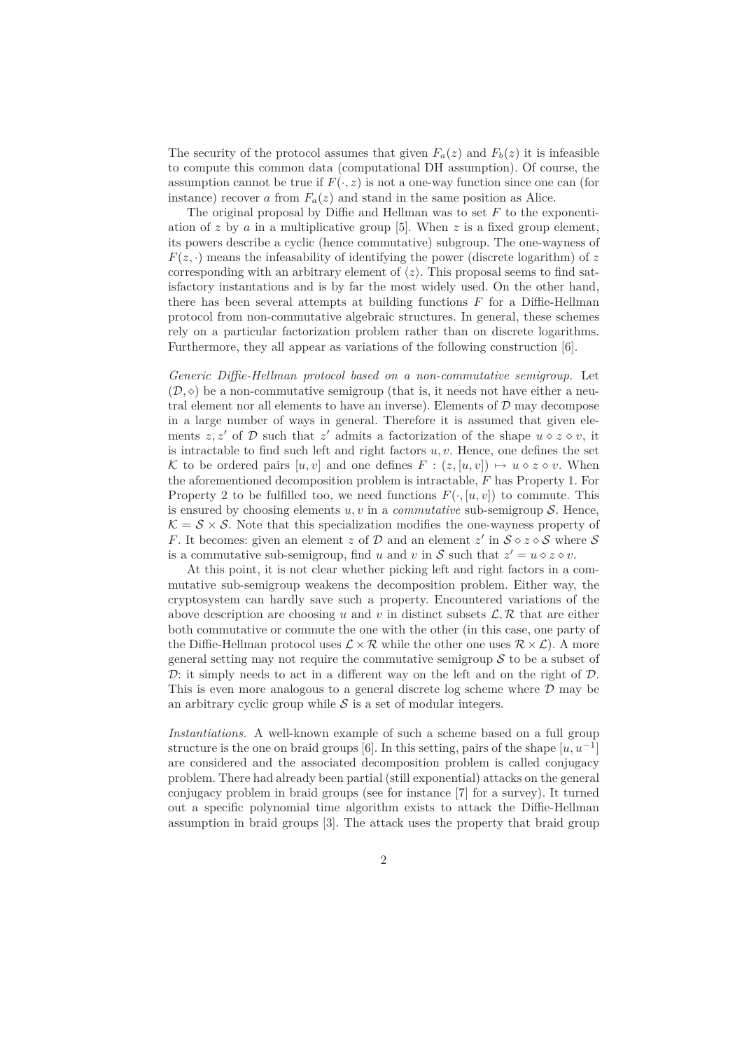The security of the protocol assumes that given $F_a(z)$ and $F_b(z)$ it is infeasible to compute this common data (computational DH assumption). Of course, the assumption cannot be true if $F(\cdot, z)$ is not a one-way function since one can (for instance) recover $a$ from $F_a(z)$ and stand in the same position as Alice.

The original proposal by Diffie and Hellman was to set $F$ to the exponentiation of $z$ by $a$ in a multiplicative group [5]. When $z$ is a fixed group element, its powers describe a cyclic (hence commutative) subgroup. The one-wayness of $F(z, \cdot)$ means the infeasability of identifying the power (discrete logarithm) of $z$ corresponding with an arbitrary element of $\langle z \rangle$. This proposal seems to find satisfactory instantations and is by far the most widely used. On the other hand, there has been several attempts at building functions $F$ for a Diffie-Hellman protocol from non-commutative algebraic structures. In general, these schemes rely on a particular factorization problem rather than on discrete logarithms. Furthermore, they all appear as variations of the following construction [6].

*Generic Diffie-Hellman protocol based on a non-commutative semigroup.* Let $(\mathcal{D}, \diamond)$ be a non-commutative semigroup (that is, it needs not have either a neutral element nor all elements to have an inverse). Elements of $\mathcal{D}$ may decompose in a large number of ways in general. Therefore it is assumed that given elements $z, z'$ of $\mathcal{D}$ such that $z'$ admits a factorization of the shape $u \diamond z \diamond v$, it is intractable to find such left and right factors $u, v$. Hence, one defines the set $\mathcal{K}$ to be ordered pairs $[u, v]$ and one defines $F : (z, [u, v]) \mapsto u \diamond z \diamond v$. When the aforementioned decomposition problem is intractable, $F$ has Property 1. For Property 2 to be fulfilled too, we need functions $F(\cdot, [u, v])$ to commute. This is ensured by choosing elements $u, v$ in a *commutative* sub-semigroup $\mathcal{S}$. Hence, $\mathcal{K} = \mathcal{S} \times \mathcal{S}$. Note that this specialization modifies the one-wayness property of $F$. It becomes: given an element $z$ of $\mathcal{D}$ and an element $z'$ in $\mathcal{S} \diamond z \diamond \mathcal{S}$ where $\mathcal{S}$ is a commutative sub-semigroup, find $u$ and $v$ in $\mathcal{S}$ such that $z' = u \diamond z \diamond v$.

At this point, it is not clear whether picking left and right factors in a commutative sub-semigroup weakens the decomposition problem. Either way, the cryptosystem can hardly save such a property. Encountered variations of the above description are choosing $u$ and $v$ in distinct subsets $\mathcal{L}, \mathcal{R}$ that are either both commutative or commute the one with the other (in this case, one party of the Diffie-Hellman protocol uses $\mathcal{L} \times \mathcal{R}$ while the other one uses $\mathcal{R} \times \mathcal{L}$). A more general setting may not require the commutative semigroup $\mathcal{S}$ to be a subset of $\mathcal{D}$: it simply needs to act in a different way on the left and on the right of $\mathcal{D}$. This is even more analogous to a general discrete log scheme where $\mathcal{D}$ may be an arbitrary cyclic group while $\mathcal{S}$ is a set of modular integers.

*Instantiations.* A well-known example of such a scheme based on a full group structure is the one on braid groups [6]. In this setting, pairs of the shape $[u, u^{-1}]$ are considered and the associated decomposition problem is called conjugacy problem. There had already been partial (still exponential) attacks on the general conjugacy problem in braid groups (see for instance [7] for a survey). It turned out a specific polynomial time algorithm exists to attack the Diffie-Hellman assumption in braid groups [3]. The attack uses the property that braid group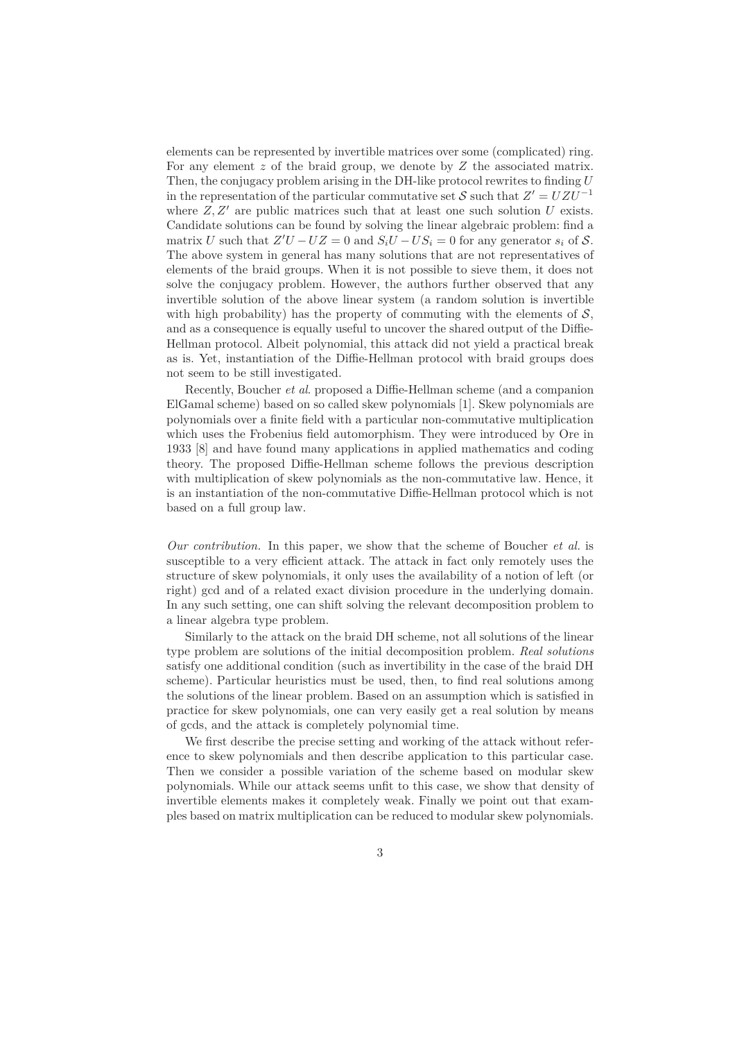elements can be represented by invertible matrices over some (complicated) ring. For any element $z$ of the braid group, we denote by $Z$ the associated matrix. Then, the conjugacy problem arising in the DH-like protocol rewrites to finding $U$ in the representation of the particular commutative set $\mathcal{S}$ such that $Z' = UZU^{-1}$ where $Z, Z'$ are public matrices such that at least one such solution $U$ exists. Candidate solutions can be found by solving the linear algebraic problem: find a matrix $U$ such that $Z'U - UZ = 0$ and $S_iU - US_i = 0$ for any generator $s_i$ of $\mathcal{S}$. The above system in general has many solutions that are not representatives of elements of the braid groups. When it is not possible to sieve them, it does not solve the conjugacy problem. However, the authors further observed that any invertible solution of the above linear system (a random solution is invertible with high probability) has the property of commuting with the elements of $\mathcal{S}$, and as a consequence is equally useful to uncover the shared output of the Diffie-Hellman protocol. Albeit polynomial, this attack did not yield a practical break as is. Yet, instantiation of the Diffie-Hellman protocol with braid groups does not seem to be still investigated.

Recently, Boucher *et al*. proposed a Diffie-Hellman scheme (and a companion ElGamal scheme) based on so called skew polynomials [1]. Skew polynomials are polynomials over a finite field with a particular non-commutative multiplication which uses the Frobenius field automorphism. They were introduced by Ore in 1933 [8] and have found many applications in applied mathematics and coding theory. The proposed Diffie-Hellman scheme follows the previous description with multiplication of skew polynomials as the non-commutative law. Hence, it is an instantiation of the non-commutative Diffie-Hellman protocol which is not based on a full group law.

*Our contribution.* In this paper, we show that the scheme of Boucher *et al.* is susceptible to a very efficient attack. The attack in fact only remotely uses the structure of skew polynomials, it only uses the availability of a notion of left (or right) gcd and of a related exact division procedure in the underlying domain. In any such setting, one can shift solving the relevant decomposition problem to a linear algebra type problem.

Similarly to the attack on the braid DH scheme, not all solutions of the linear type problem are solutions of the initial decomposition problem. *Real solutions* satisfy one additional condition (such as invertibility in the case of the braid DH scheme). Particular heuristics must be used, then, to find real solutions among the solutions of the linear problem. Based on an assumption which is satisfied in practice for skew polynomials, one can very easily get a real solution by means of gcds, and the attack is completely polynomial time.

We first describe the precise setting and working of the attack without reference to skew polynomials and then describe application to this particular case. Then we consider a possible variation of the scheme based on modular skew polynomials. While our attack seems unfit to this case, we show that density of invertible elements makes it completely weak. Finally we point out that examples based on matrix multiplication can be reduced to modular skew polynomials.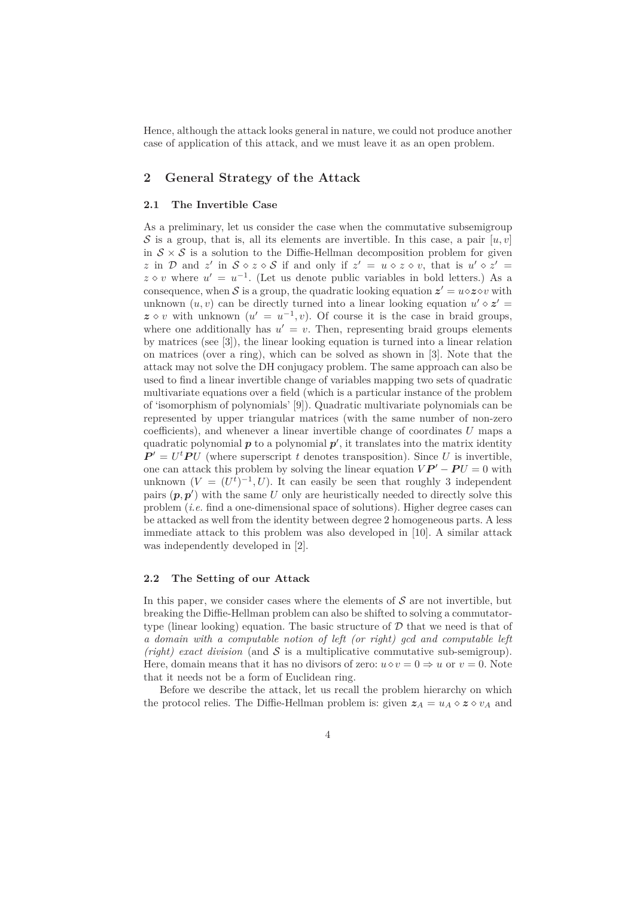Hence, although the attack looks general in nature, we could not produce another case of application of this attack, and we must leave it as an open problem.

## 2 General Strategy of the Attack

### 2.1 The Invertible Case

As a preliminary, let us consider the case when the commutative subsemigroup $\mathcal{S}$ is a group, that is, all its elements are invertible. In this case, a pair $[u, v]$ in $\mathcal{S} \times \mathcal{S}$ is a solution to the Diffie-Hellman decomposition problem for given $z$ in $\mathcal{D}$ and $z'$ in $\mathcal{S} \diamond z \diamond \mathcal{S}$ if and only if $z' = u \diamond z \diamond v$, that is $u' \diamond z' = z \diamond v$ where $u' = u^{-1}$. (Let us denote public variables in bold letters.) As a consequence, when $\mathcal{S}$ is a group, the quadratic looking equation $\boldsymbol{z}' = u \diamond \boldsymbol{z} \diamond v$ with unknown $(u, v)$ can be directly turned into a linear looking equation $u' \diamond \boldsymbol{z}' = \boldsymbol{z} \diamond v$ with unknown $(u' = u^{-1}, v)$. Of course it is the case in braid groups, where one additionally has $u' = v$. Then, representing braid groups elements by matrices (see [3]), the linear looking equation is turned into a linear relation on matrices (over a ring), which can be solved as shown in [3]. Note that the attack may not solve the DH conjugacy problem. The same approach can also be used to find a linear invertible change of variables mapping two sets of quadratic multivariate equations over a field (which is a particular instance of the problem of 'isomorphism of polynomials' [9]). Quadratic multivariate polynomials can be represented by upper triangular matrices (with the same number of non-zero coefficients), and whenever a linear invertible change of coordinates $U$ maps a quadratic polynomial $\boldsymbol{p}$ to a polynomial $\boldsymbol{p}'$, it translates into the matrix identity $\boldsymbol{P}' = U^t \boldsymbol{P} U$ (where superscript $t$ denotes transposition). Since $U$ is invertible, one can attack this problem by solving the linear equation $V\boldsymbol{P}' - \boldsymbol{P}U = 0$ with unknown $(V = (U^t)^{-1}, U)$. It can easily be seen that roughly 3 independent pairs $(\boldsymbol{p}, \boldsymbol{p}')$ with the same $U$ only are heuristically needed to directly solve this problem (*i.e.* find a one-dimensional space of solutions). Higher degree cases can be attacked as well from the identity between degree 2 homogeneous parts. A less immediate attack to this problem was also developed in [10]. A similar attack was independently developed in [2].

### 2.2 The Setting of our Attack

In this paper, we consider cases where the elements of $\mathcal{S}$ are not invertible, but breaking the Diffie-Hellman problem can also be shifted to solving a commutator-type (linear looking) equation. The basic structure of $\mathcal{D}$ that we need is that of *a domain with a computable notion of left (or right) gcd and computable left (right) exact division* (and $\mathcal{S}$ is a multiplicative commutative sub-semigroup). Here, domain means that it has no divisors of zero: $u \diamond v = 0 \Rightarrow u$ or $v = 0$. Note that it needs not be a form of Euclidean ring.

Before we describe the attack, let us recall the problem hierarchy on which the protocol relies. The Diffie-Hellman problem is: given $\boldsymbol{z}_A = u_A \diamond \boldsymbol{z} \diamond v_A$ and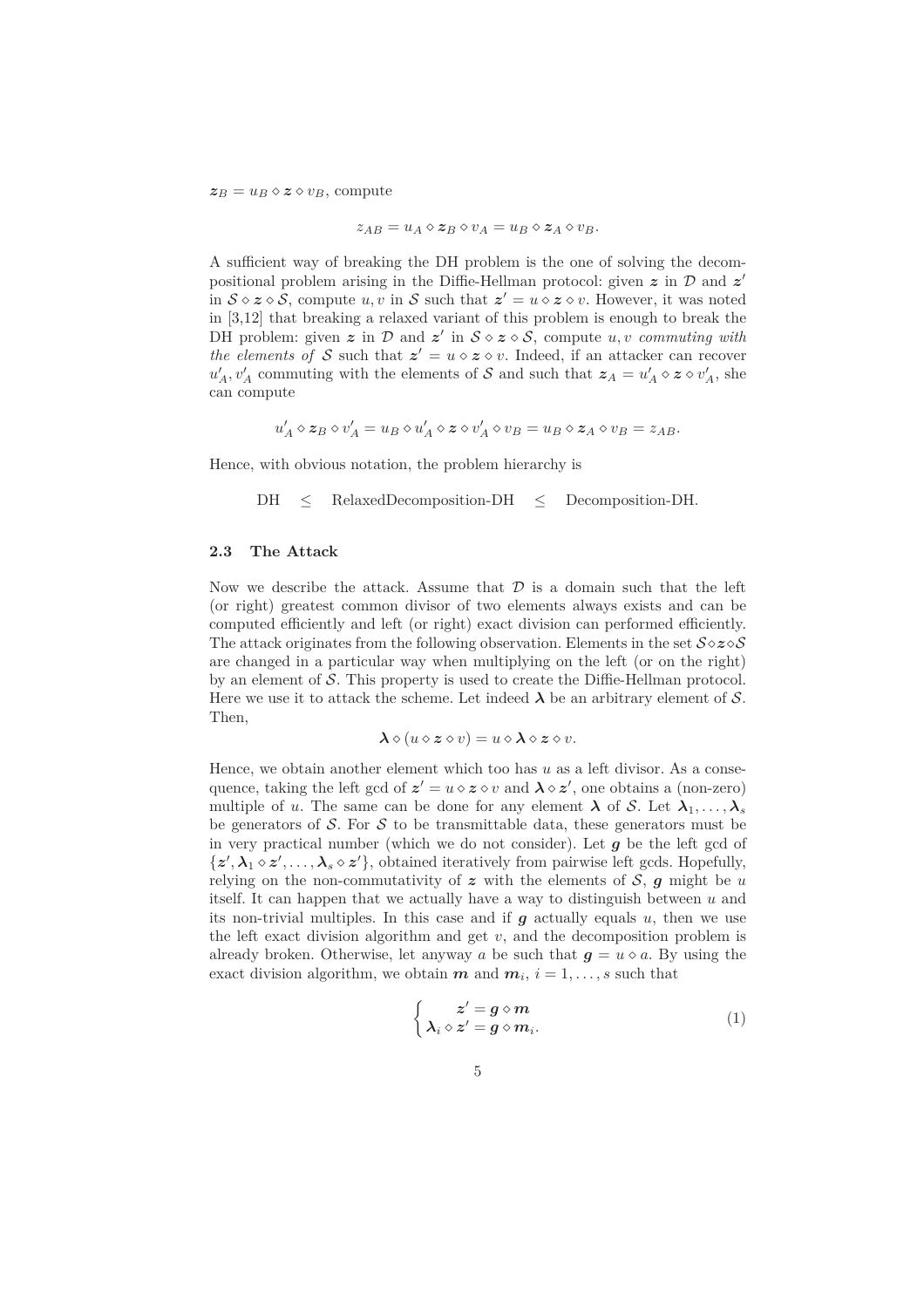$\boldsymbol{z}_B = u_B \diamond \boldsymbol{z} \diamond v_B$, compute

$$z_{AB} = u_A \diamond \boldsymbol{z}_B \diamond v_A = u_B \diamond \boldsymbol{z}_A \diamond v_B.$$

A sufficient way of breaking the DH problem is the one of solving the decompositional problem arising in the Diffie-Hellman protocol: given $\boldsymbol{z}$ in $\mathcal{D}$ and $\boldsymbol{z}'$ in $\mathcal{S} \diamond \boldsymbol{z} \diamond \mathcal{S}$, compute $u, v$ in $\mathcal{S}$ such that $\boldsymbol{z}' = u \diamond \boldsymbol{z} \diamond v$. However, it was noted in [3,12] that breaking a relaxed variant of this problem is enough to break the DH problem: given $\boldsymbol{z}$ in $\mathcal{D}$ and $\boldsymbol{z}'$ in $\mathcal{S} \diamond \boldsymbol{z} \diamond \mathcal{S}$, compute $u, v$ *commuting with the elements of* $\mathcal{S}$ such that $\boldsymbol{z}' = u \diamond \boldsymbol{z} \diamond v$. Indeed, if an attacker can recover $u'_A, v'_A$ commuting with the elements of $\mathcal{S}$ and such that $\boldsymbol{z}_A = u'_A \diamond \boldsymbol{z} \diamond v'_A$, she can compute

$$u'_A \diamond \boldsymbol{z}_B \diamond v'_A = u_B \diamond u'_A \diamond \boldsymbol{z} \diamond v'_A \diamond v_B = u_B \diamond \boldsymbol{z}_A \diamond v_B = z_{AB}.$$

Hence, with obvious notation, the problem hierarchy is

$$\text{DH} \quad \leq \quad \text{RelaxedDecomposition-DH} \quad \leq \quad \text{Decomposition-DH}.$$

### 2.3 The Attack

Now we describe the attack. Assume that $\mathcal{D}$ is a domain such that the left (or right) greatest common divisor of two elements always exists and can be computed efficiently and left (or right) exact division can performed efficiently. The attack originates from the following observation. Elements in the set $\mathcal{S} \diamond \boldsymbol{z} \diamond \mathcal{S}$ are changed in a particular way when multiplying on the left (or on the right) by an element of $\mathcal{S}$. This property is used to create the Diffie-Hellman protocol. Here we use it to attack the scheme. Let indeed $\boldsymbol{\lambda}$ be an arbitrary element of $\mathcal{S}$. Then,

$$\boldsymbol{\lambda} \diamond (u \diamond \boldsymbol{z} \diamond v) = u \diamond \boldsymbol{\lambda} \diamond \boldsymbol{z} \diamond v.$$

Hence, we obtain another element which too has $u$ as a left divisor. As a consequence, taking the left gcd of $\boldsymbol{z}' = u \diamond \boldsymbol{z} \diamond v$ and $\boldsymbol{\lambda} \diamond \boldsymbol{z}'$, one obtains a (non-zero) multiple of $u$. The same can be done for any element $\boldsymbol{\lambda}$ of $\mathcal{S}$. Let $\boldsymbol{\lambda}_1, \ldots, \boldsymbol{\lambda}_s$ be generators of $\mathcal{S}$. For $\mathcal{S}$ to be transmittable data, these generators must be in very practical number (which we do not consider). Let $\boldsymbol{g}$ be the left gcd of $\{\boldsymbol{z}', \boldsymbol{\lambda}_1 \diamond \boldsymbol{z}', \ldots, \boldsymbol{\lambda}_s \diamond \boldsymbol{z}'\}$, obtained iteratively from pairwise left gcds. Hopefully, relying on the non-commutativity of $\boldsymbol{z}$ with the elements of $\mathcal{S}$, $\boldsymbol{g}$ might be $u$ itself. It can happen that we actually have a way to distinguish between $u$ and its non-trivial multiples. In this case and if $\boldsymbol{g}$ actually equals $u$, then we use the left exact division algorithm and get $v$, and the decomposition problem is already broken. Otherwise, let anyway $a$ be such that $\boldsymbol{g} = u \diamond a$. By using the exact division algorithm, we obtain $\boldsymbol{m}$ and $\boldsymbol{m}_i$, $i = 1, \ldots, s$ such that

$$\begin{cases} \boldsymbol{z}' = \boldsymbol{g} \diamond \boldsymbol{m} \\ \boldsymbol{\lambda}_i \diamond \boldsymbol{z}' = \boldsymbol{g} \diamond \boldsymbol{m}_i. \end{cases} \tag{1}$$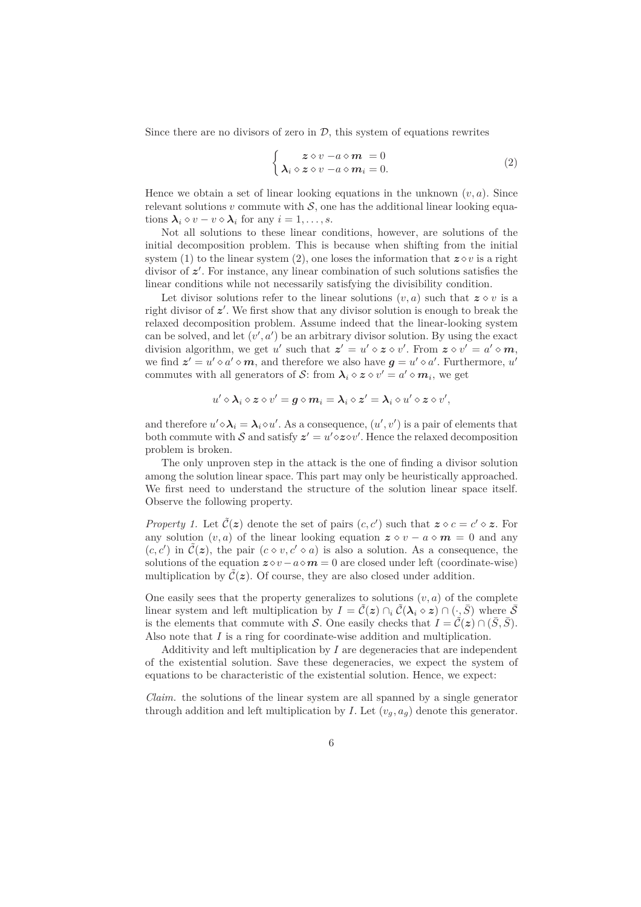Since there are no divisors of zero in $\mathcal{D}$, this system of equations rewrites

$$\begin{cases} \boldsymbol{z} \diamond v - a \diamond \boldsymbol{m} = 0 \\ \boldsymbol{\lambda}_i \diamond \boldsymbol{z} \diamond v - a \diamond \boldsymbol{m}_i = 0. \end{cases} \tag{2}$$

Hence we obtain a set of linear looking equations in the unknown $(v, a)$. Since relevant solutions $v$ commute with $\mathcal{S}$, one has the additional linear looking equations $\boldsymbol{\lambda}_i \diamond v - v \diamond \boldsymbol{\lambda}_i$ for any $i = 1, \ldots, s$.

Not all solutions to these linear conditions, however, are solutions of the initial decomposition problem. This is because when shifting from the initial system (1) to the linear system (2), one loses the information that $\boldsymbol{z} \diamond v$ is a right divisor of $\boldsymbol{z}'$. For instance, any linear combination of such solutions satisfies the linear conditions while not necessarily satisfying the divisibility condition.

Let divisor solutions refer to the linear solutions $(v, a)$ such that $\boldsymbol{z} \diamond v$ is a right divisor of $\boldsymbol{z}'$. We first show that any divisor solution is enough to break the relaxed decomposition problem. Assume indeed that the linear-looking system can be solved, and let $(v', a')$ be an arbitrary divisor solution. By using the exact division algorithm, we get $u'$ such that $\boldsymbol{z}' = u' \diamond \boldsymbol{z} \diamond v'$. From $\boldsymbol{z} \diamond v' = a' \diamond \boldsymbol{m}$, we find $\boldsymbol{z}' = u' \diamond a' \diamond \boldsymbol{m}$, and therefore we also have $\boldsymbol{g} = u' \diamond a'$. Furthermore, $u'$ commutes with all generators of $\mathcal{S}$: from $\boldsymbol{\lambda}_i \diamond \boldsymbol{z} \diamond v' = a' \diamond \boldsymbol{m}_i$, we get

$$u' \diamond \boldsymbol{\lambda}_i \diamond \boldsymbol{z} \diamond v' = \boldsymbol{g} \diamond \boldsymbol{m}_i = \boldsymbol{\lambda}_i \diamond \boldsymbol{z}' = \boldsymbol{\lambda}_i \diamond u' \diamond \boldsymbol{z} \diamond v',$$

and therefore $u' \diamond \boldsymbol{\lambda}_i = \boldsymbol{\lambda}_i \diamond u'$. As a consequence, $(u', v')$ is a pair of elements that both commute with $\mathcal{S}$ and satisfy $\boldsymbol{z}' = u' \diamond \boldsymbol{z} \diamond v'$. Hence the relaxed decomposition problem is broken.

The only unproven step in the attack is the one of finding a divisor solution among the solution linear space. This part may only be heuristically approached. We first need to understand the structure of the solution linear space itself. Observe the following property.

*Property 1.* Let $\tilde{\mathcal{C}}(\boldsymbol{z})$ denote the set of pairs $(c, c')$ such that $\boldsymbol{z} \diamond c = c' \diamond \boldsymbol{z}$. For any solution $(v, a)$ of the linear looking equation $\boldsymbol{z} \diamond v - a \diamond \boldsymbol{m} = 0$ and any $(c, c')$ in $\tilde{\mathcal{C}}(\boldsymbol{z})$, the pair $(c \diamond v, c' \diamond a)$ is also a solution. As a consequence, the solutions of the equation $\boldsymbol{z} \diamond v - a \diamond \boldsymbol{m} = 0$ are closed under left (coordinate-wise) multiplication by $\tilde{\mathcal{C}}(\boldsymbol{z})$. Of course, they are also closed under addition.

One easily sees that the property generalizes to solutions $(v, a)$ of the complete linear system and left multiplication by $I = \tilde{\mathcal{C}}(\boldsymbol{z}) \cap_i \tilde{\mathcal{C}}(\boldsymbol{\lambda}_i \diamond \boldsymbol{z}) \cap (\cdot, \bar{S})$ where $\bar{\mathcal{S}}$ is the elements that commute with $\mathcal{S}$. One easily checks that $I = \tilde{\mathcal{C}}(\boldsymbol{z}) \cap (\bar{S}, \bar{S})$. Also note that $I$ is a ring for coordinate-wise addition and multiplication.

Additivity and left multiplication by $I$ are degeneracies that are independent of the existential solution. Save these degeneracies, we expect the system of equations to be characteristic of the existential solution. Hence, we expect:

*Claim.* the solutions of the linear system are all spanned by a single generator through addition and left multiplication by $I$. Let $(v_g, a_g)$ denote this generator.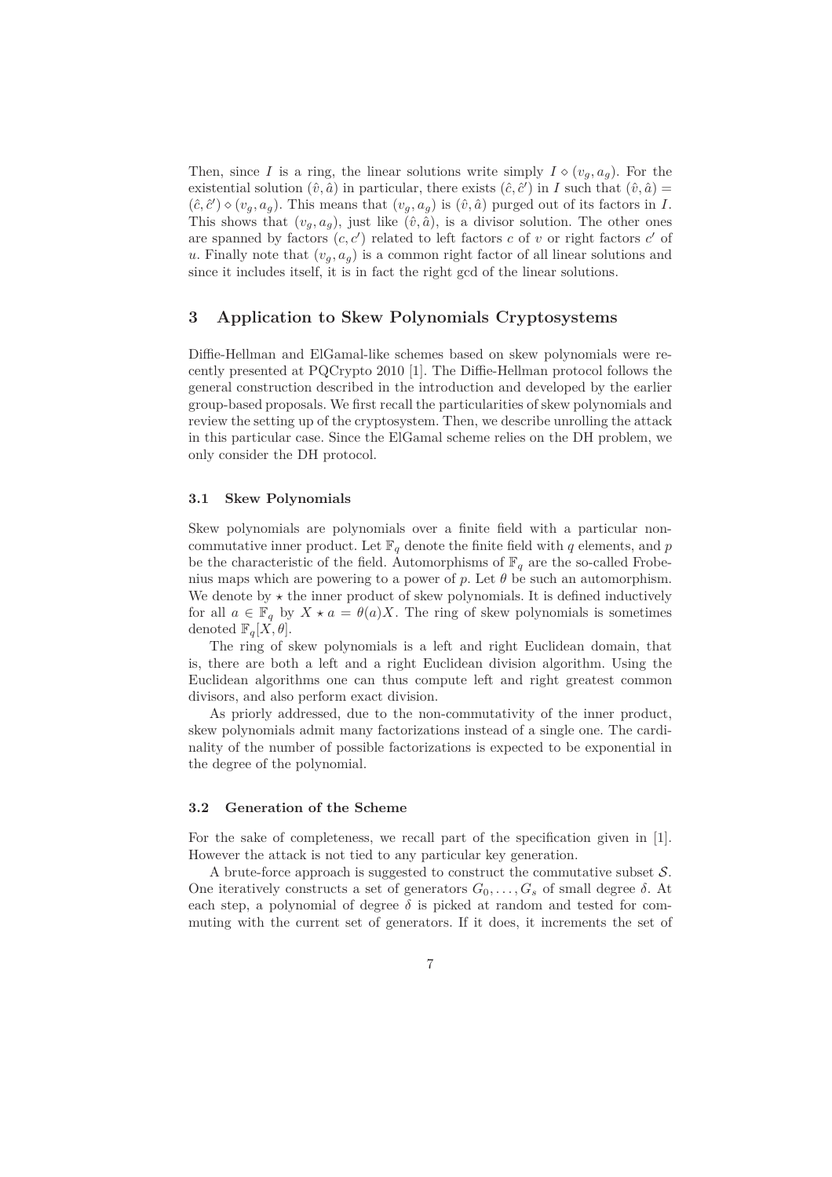Then, since $I$ is a ring, the linear solutions write simply $I \diamond (v_g, a_g)$. For the existential solution $(\hat{v}, \hat{a})$ in particular, there exists $(\hat{c}, \hat{c}')$ in $I$ such that $(\hat{v}, \hat{a}) = (\hat{c}, \hat{c}') \diamond (v_g, a_g)$. This means that $(v_g, a_g)$ is $(\hat{v}, \hat{a})$ purged out of its factors in $I$. This shows that $(v_g, a_g)$, just like $(\hat{v}, \hat{a})$, is a divisor solution. The other ones are spanned by factors $(c, c')$ related to left factors $c$ of $v$ or right factors $c'$ of $u$. Finally note that $(v_g, a_g)$ is a common right factor of all linear solutions and since it includes itself, it is in fact the right gcd of the linear solutions.

## 3 Application to Skew Polynomials Cryptosystems

Diffie-Hellman and ElGamal-like schemes based on skew polynomials were recently presented at PQCrypto 2010 [1]. The Diffie-Hellman protocol follows the general construction described in the introduction and developed by the earlier group-based proposals. We first recall the particularities of skew polynomials and review the setting up of the cryptosystem. Then, we describe unrolling the attack in this particular case. Since the ElGamal scheme relies on the DH problem, we only consider the DH protocol.

### 3.1 Skew Polynomials

Skew polynomials are polynomials over a finite field with a particular non-commutative inner product. Let $\mathbb{F}_q$ denote the finite field with $q$ elements, and $p$ be the characteristic of the field. Automorphisms of $\mathbb{F}_q$ are the so-called Frobenius maps which are powering to a power of $p$. Let $\theta$ be such an automorphism. We denote by $\star$ the inner product of skew polynomials. It is defined inductively for all $a \in \mathbb{F}_q$ by $X \star a = \theta(a)X$. The ring of skew polynomials is sometimes denoted $\mathbb{F}_q[X, \theta]$.

The ring of skew polynomials is a left and right Euclidean domain, that is, there are both a left and a right Euclidean division algorithm. Using the Euclidean algorithms one can thus compute left and right greatest common divisors, and also perform exact division.

As priorly addressed, due to the non-commutativity of the inner product, skew polynomials admit many factorizations instead of a single one. The cardinality of the number of possible factorizations is expected to be exponential in the degree of the polynomial.

### 3.2 Generation of the Scheme

For the sake of completeness, we recall part of the specification given in [1]. However the attack is not tied to any particular key generation.

A brute-force approach is suggested to construct the commutative subset $\mathcal{S}$. One iteratively constructs a set of generators $G_0, \ldots, G_s$ of small degree $\delta$. At each step, a polynomial of degree $\delta$ is picked at random and tested for commuting with the current set of generators. If it does, it increments the set of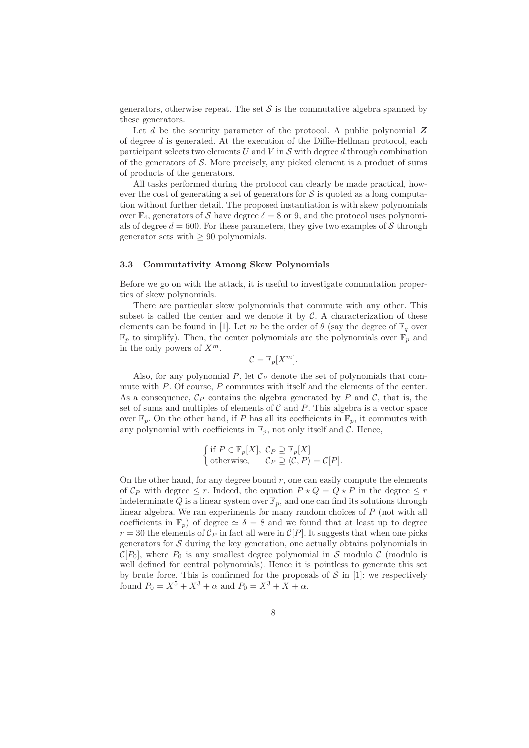generators, otherwise repeat. The set $\mathcal{S}$ is the commutative algebra spanned by these generators.

Let $d$ be the security parameter of the protocol. A public polynomial $\boldsymbol{Z}$ of degree $d$ is generated. At the execution of the Diffie-Hellman protocol, each participant selects two elements $U$ and $V$ in $\mathcal{S}$ with degree $d$ through combination of the generators of $\mathcal{S}$. More precisely, any picked element is a product of sums of products of the generators.

All tasks performed during the protocol can clearly be made practical, however the cost of generating a set of generators for $\mathcal{S}$ is quoted as a long computation without further detail. The proposed instantiation is with skew polynomials over $\mathbb{F}_4$, generators of $\mathcal{S}$ have degree $\delta = 8$ or 9, and the protocol uses polynomials of degree $d = 600$. For these parameters, they give two examples of $\mathcal{S}$ through generator sets with $\geq 90$ polynomials.

### 3.3 Commutativity Among Skew Polynomials

Before we go on with the attack, it is useful to investigate commutation properties of skew polynomials.

There are particular skew polynomials that commute with any other. This subset is called the center and we denote it by $\mathcal{C}$. A characterization of these elements can be found in [1]. Let $m$ be the order of $\theta$ (say the degree of $\mathbb{F}_q$ over $\mathbb{F}_p$ to simplify). Then, the center polynomials are the polynomials over $\mathbb{F}_p$ and in the only powers of $X^m$.

$$\mathcal{C} = \mathbb{F}_p[X^m].$$

Also, for any polynomial $P$, let $\mathcal{C}_P$ denote the set of polynomials that commute with $P$. Of course, $P$ commutes with itself and the elements of the center. As a consequence, $\mathcal{C}_P$ contains the algebra generated by $P$ and $\mathcal{C}$, that is, the set of sums and multiples of elements of $\mathcal{C}$ and $P$. This algebra is a vector space over $\mathbb{F}_p$. On the other hand, if $P$ has all its coefficients in $\mathbb{F}_p$, it commutes with any polynomial with coefficients in $\mathbb{F}_p$, not only itself and $\mathcal{C}$. Hence,

$$\begin{cases} \text{if } P \in \mathbb{F}_p[X], & \mathcal{C}_P \supseteq \mathbb{F}_p[X] \\ \text{otherwise,} & \mathcal{C}_P \supseteq \langle \mathcal{C}, P \rangle = \mathcal{C}[P]. \end{cases}$$

On the other hand, for any degree bound $r$, one can easily compute the elements of $\mathcal{C}_P$ with degree $\leq r$. Indeed, the equation $P \star Q = Q \star P$ in the degree $\leq r$ indeterminate $Q$ is a linear system over $\mathbb{F}_p$, and one can find its solutions through linear algebra. We ran experiments for many random choices of $P$ (not with all coefficients in $\mathbb{F}_p$) of degree $\simeq \delta = 8$ and we found that at least up to degree $r = 30$ the elements of $\mathcal{C}_P$ in fact all were in $\mathcal{C}[P]$. It suggests that when one picks generators for $\mathcal{S}$ during the key generation, one actually obtains polynomials in $\mathcal{C}[P_0]$, where $P_0$ is any smallest degree polynomial in $\mathcal{S}$ modulo $\mathcal{C}$ (modulo is well defined for central polynomials). Hence it is pointless to generate this set by brute force. This is confirmed for the proposals of $\mathcal{S}$ in [1]: we respectively found $P_0 = X^5 + X^3 + \alpha$ and $P_0 = X^3 + X + \alpha$.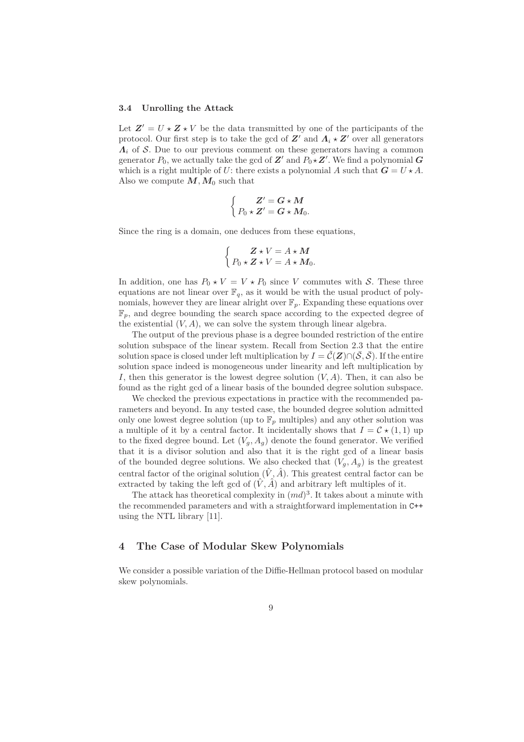### 3.4 Unrolling the Attack

Let $\boldsymbol{Z}' = U \star \boldsymbol{Z} \star V$ be the data transmitted by one of the participants of the protocol. Our first step is to take the gcd of $\boldsymbol{Z}'$ and $\boldsymbol{\Lambda}_i \star \boldsymbol{Z}'$ over all generators $\boldsymbol{\Lambda}_i$ of $\mathcal{S}$. Due to our previous comment on these generators having a common generator $P_0$, we actually take the gcd of $\boldsymbol{Z}'$ and $P_0 \star \boldsymbol{Z}'$. We find a polynomial $\boldsymbol{G}$ which is a right multiple of $U$: there exists a polynomial $A$ such that $\boldsymbol{G} = U \star A$. Also we compute $\boldsymbol{M}, \boldsymbol{M}_0$ such that

$$\begin{cases} \boldsymbol{Z}' = \boldsymbol{G} \star \boldsymbol{M} \\ P_0 \star \boldsymbol{Z}' = \boldsymbol{G} \star \boldsymbol{M}_0. \end{cases}$$

Since the ring is a domain, one deduces from these equations,

$$\begin{cases} \boldsymbol{Z} \star V = A \star \boldsymbol{M} \\ P_0 \star \boldsymbol{Z} \star V = A \star \boldsymbol{M}_0. \end{cases}$$

In addition, one has $P_0 \star V = V \star P_0$ since $V$ commutes with $\mathcal{S}$. These three equations are not linear over $\mathbb{F}_q$, as it would be with the usual product of polynomials, however they are linear alright over $\mathbb{F}_p$. Expanding these equations over $\mathbb{F}_p$, and degree bounding the search space according to the expected degree of the existential $(V, A)$, we can solve the system through linear algebra.

The output of the previous phase is a degree bounded restriction of the entire solution subspace of the linear system. Recall from Section 2.3 that the entire solution space is closed under left multiplication by $I = \tilde{\mathcal{C}}(\boldsymbol{Z}) \cap (\bar{\mathcal{S}}, \bar{\mathcal{S}})$. If the entire solution space indeed is monogeneous under linearity and left multiplication by $I$, then this generator is the lowest degree solution $(V, A)$. Then, it can also be found as the right gcd of a linear basis of the bounded degree solution subspace.

We checked the previous expectations in practice with the recommended parameters and beyond. In any tested case, the bounded degree solution admitted only one lowest degree solution (up to $\mathbb{F}_p$ multiples) and any other solution was a multiple of it by a central factor. It incidentally shows that $I = \mathcal{C} \star (1, 1)$ up to the fixed degree bound. Let $(V_g, A_g)$ denote the found generator. We verified that it is a divisor solution and also that it is the right gcd of a linear basis of the bounded degree solutions. We also checked that $(V_g, A_g)$ is the greatest central factor of the original solution $(\hat{V}, \hat{A})$. This greatest central factor can be extracted by taking the left gcd of $(\hat{V}, \hat{A})$ and arbitrary left multiples of it.

The attack has theoretical complexity in $(md)^3$. It takes about a minute with the recommended parameters and with a straightforward implementation in `C++` using the NTL library [11].

## 4 The Case of Modular Skew Polynomials

We consider a possible variation of the Diffie-Hellman protocol based on modular skew polynomials.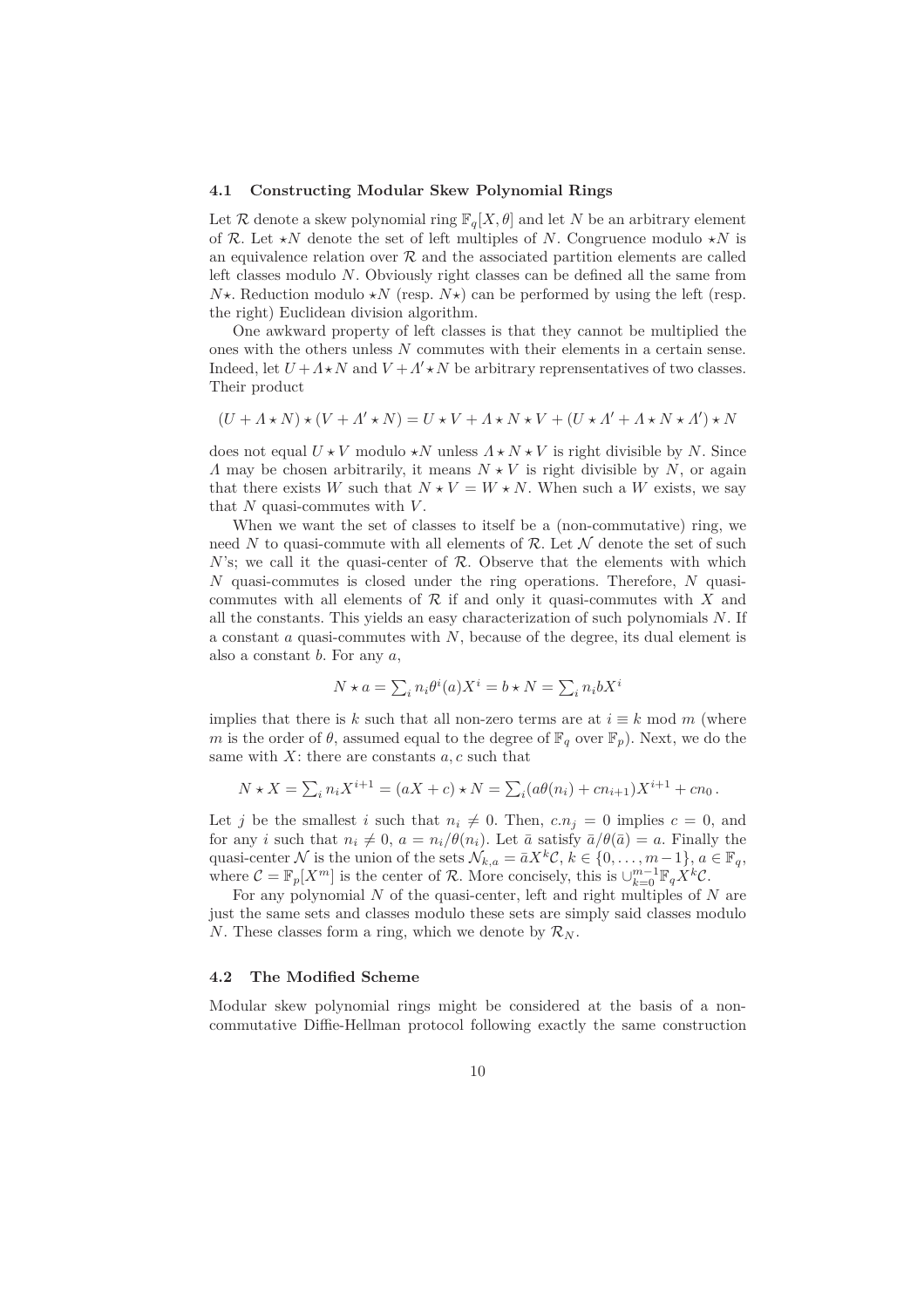### 4.1 Constructing Modular Skew Polynomial Rings

Let $\mathcal{R}$ denote a skew polynomial ring $\mathbb{F}_q[X, \theta]$ and let $N$ be an arbitrary element of $\mathcal{R}$. Let $\star N$ denote the set of left multiples of $N$. Congruence modulo $\star N$ is an equivalence relation over $\mathcal{R}$ and the associated partition elements are called left classes modulo $N$. Obviously right classes can be defined all the same from $N\star$. Reduction modulo $\star N$ (resp. $N\star$) can be performed by using the left (resp. the right) Euclidean division algorithm.

One awkward property of left classes is that they cannot be multiplied the ones with the others unless $N$ commutes with their elements in a certain sense. Indeed, let $U + \Lambda \star N$ and $V + \Lambda' \star N$ be arbitrary reprensentatives of two classes. Their product

$$(U + \Lambda \star N) \star (V + \Lambda' \star N) = U \star V + \Lambda \star N \star V + (U \star \Lambda' + \Lambda \star N \star \Lambda') \star N$$

does not equal $U \star V$ modulo $\star N$ unless $\Lambda \star N \star V$ is right divisible by $N$. Since $\Lambda$ may be chosen arbitrarily, it means $N \star V$ is right divisible by $N$, or again that there exists $W$ such that $N \star V = W \star N$. When such a $W$ exists, we say that $N$ quasi-commutes with $V$.

When we want the set of classes to itself be a (non-commutative) ring, we need $N$ to quasi-commute with all elements of $\mathcal{R}$. Let $\mathcal{N}$ denote the set of such $N$'s; we call it the quasi-center of $\mathcal{R}$. Observe that the elements with which $N$ quasi-commutes is closed under the ring operations. Therefore, $N$ quasi-commutes with all elements of $\mathcal{R}$ if and only it quasi-commutes with $X$ and all the constants. This yields an easy characterization of such polynomials $N$. If a constant $a$ quasi-commutes with $N$, because of the degree, its dual element is also a constant $b$. For any $a$,

$$N \star a = \textstyle\sum_i n_i \theta^i(a) X^i = b \star N = \sum_i n_i b X^i$$

implies that there is $k$ such that all non-zero terms are at $i \equiv k \bmod m$ (where $m$ is the order of $\theta$, assumed equal to the degree of $\mathbb{F}_q$ over $\mathbb{F}_p$). Next, we do the same with $X$: there are constants $a, c$ such that

$$N \star X = \textstyle\sum_i n_i X^{i+1} = (aX + c) \star N = \sum_i (a\theta(n_i) + c n_{i+1}) X^{i+1} + c n_0 \,.$$

Let $j$ be the smallest $i$ such that $n_i \neq 0$. Then, $c.n_j = 0$ implies $c = 0$, and for any $i$ such that $n_i \neq 0$, $a = n_i/\theta(n_i)$. Let $\bar{a}$ satisfy $\bar{a}/\theta(\bar{a}) = a$. Finally the quasi-center $\mathcal{N}$ is the union of the sets $\mathcal{N}_{k,a} = \bar{a} X^k \mathcal{C}$, $k \in \{0, \ldots, m-1\}$, $a \in \mathbb{F}_q$, where $\mathcal{C} = \mathbb{F}_p[X^m]$ is the center of $\mathcal{R}$. More concisely, this is $\cup_{k=0}^{m-1} \mathbb{F}_q X^k \mathcal{C}$.

For any polynomial $N$ of the quasi-center, left and right multiples of $N$ are just the same sets and classes modulo these sets are simply said classes modulo $N$. These classes form a ring, which we denote by $\mathcal{R}_N$.

### 4.2 The Modified Scheme

Modular skew polynomial rings might be considered at the basis of a non-commutative Diffie-Hellman protocol following exactly the same construction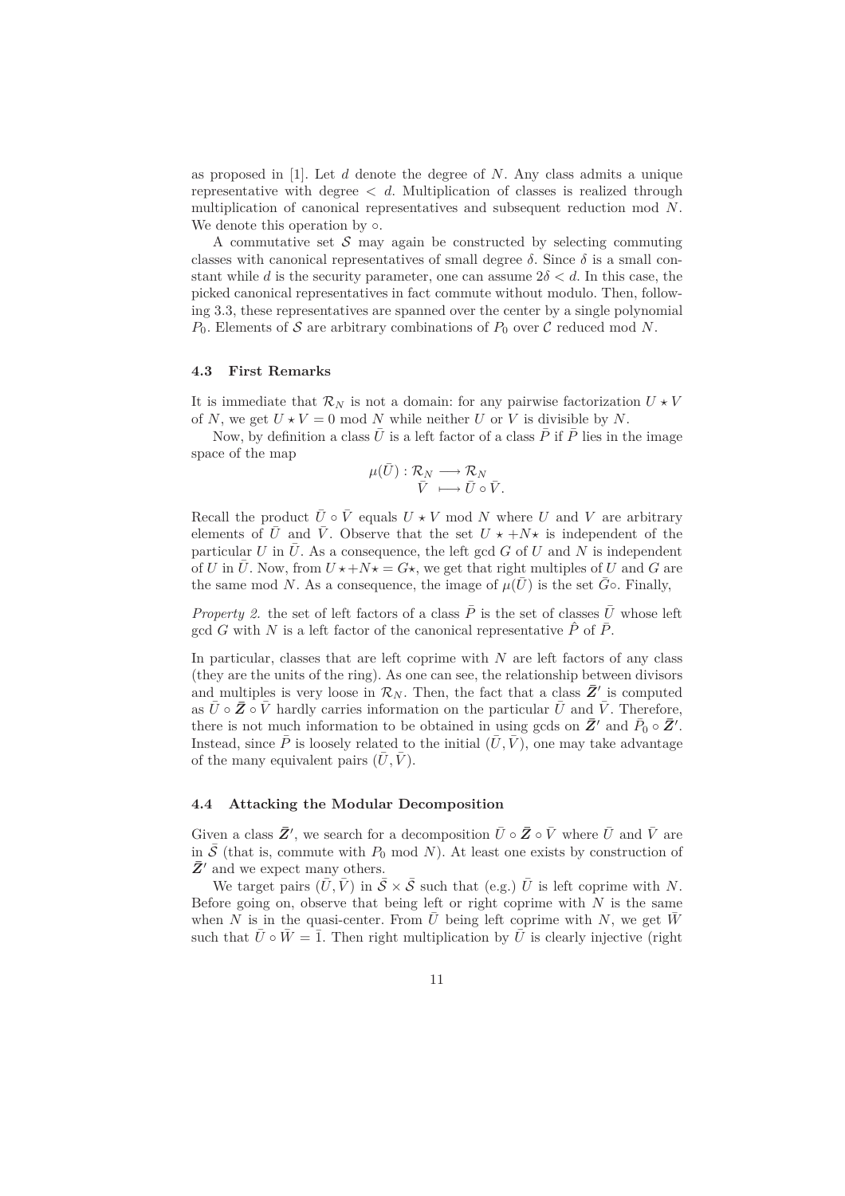as proposed in [1]. Let $d$ denote the degree of $N$. Any class admits a unique representative with degree $< d$. Multiplication of classes is realized through multiplication of canonical representatives and subsequent reduction mod $N$. We denote this operation by $\circ$.

A commutative set $\mathcal{S}$ may again be constructed by selecting commuting classes with canonical representatives of small degree $\delta$. Since $\delta$ is a small constant while $d$ is the security parameter, one can assume $2\delta < d$. In this case, the picked canonical representatives in fact commute without modulo. Then, following 3.3, these representatives are spanned over the center by a single polynomial $P_0$. Elements of $\mathcal{S}$ are arbitrary combinations of $P_0$ over $\mathcal{C}$ reduced mod $N$.

### 4.3 First Remarks

It is immediate that $\mathcal{R}_N$ is not a domain: for any pairwise factorization $U \star V$ of $N$, we get $U \star V = 0 \bmod N$ while neither $U$ or $V$ is divisible by $N$.

Now, by definition a class $\bar{U}$ is a left factor of a class $\bar{P}$ if $\bar{P}$ lies in the image space of the map

$$\begin{aligned} \mu(\bar{U}) : \mathcal{R}_N &\longrightarrow \mathcal{R}_N \\ \bar{V} &\longmapsto \bar{U} \circ \bar{V}. \end{aligned}$$

Recall the product $\bar{U} \circ \bar{V}$ equals $U \star V \bmod N$ where $U$ and $V$ are arbitrary elements of $\bar{U}$ and $\bar{V}$. Observe that the set $U \star + N \star$ is independent of the particular $U$ in $\bar{U}$. As a consequence, the left gcd $G$ of $U$ and $N$ is independent of $U$ in $\bar{U}$. Now, from $U \star + N \star = G \star$, we get that right multiples of $U$ and $G$ are the same mod $N$. As a consequence, the image of $\mu(\bar{U})$ is the set $\bar{G}\circ$. Finally,

*Property 2.* the set of left factors of a class $\bar{P}$ is the set of classes $\bar{U}$ whose left gcd $G$ with $N$ is a left factor of the canonical representative $\hat{P}$ of $\bar{P}$.

In particular, classes that are left coprime with $N$ are left factors of any class (they are the units of the ring). As one can see, the relationship between divisors and multiples is very loose in $\mathcal{R}_N$. Then, the fact that a class $\bar{\boldsymbol{Z}}'$ is computed as $\bar{U} \circ \bar{\boldsymbol{Z}} \circ \bar{V}$ hardly carries information on the particular $\bar{U}$ and $\bar{V}$. Therefore, there is not much information to be obtained in using gcds on $\bar{\boldsymbol{Z}}'$ and $\bar{P}_0 \circ \bar{\boldsymbol{Z}}'$. Instead, since $\bar{P}$ is loosely related to the initial $(\bar{U}, \bar{V})$, one may take advantage of the many equivalent pairs $(\bar{U}, \bar{V})$.

### 4.4 Attacking the Modular Decomposition

Given a class $\bar{\boldsymbol{Z}}'$, we search for a decomposition $\bar{U} \circ \bar{\boldsymbol{Z}} \circ \bar{V}$ where $\bar{U}$ and $\bar{V}$ are in $\bar{\mathcal{S}}$ (that is, commute with $P_0 \bmod N$). At least one exists by construction of $\bar{\boldsymbol{Z}}'$ and we expect many others.

We target pairs $(\bar{U}, \bar{V})$ in $\bar{\mathcal{S}} \times \bar{\mathcal{S}}$ such that (e.g.) $\bar{U}$ is left coprime with $N$. Before going on, observe that being left or right coprime with $N$ is the same when $N$ is in the quasi-center. From $\bar{U}$ being left coprime with $N$, we get $\bar{W}$ such that $\bar{U} \circ \bar{W} = \bar{1}$. Then right multiplication by $\bar{U}$ is clearly injective (right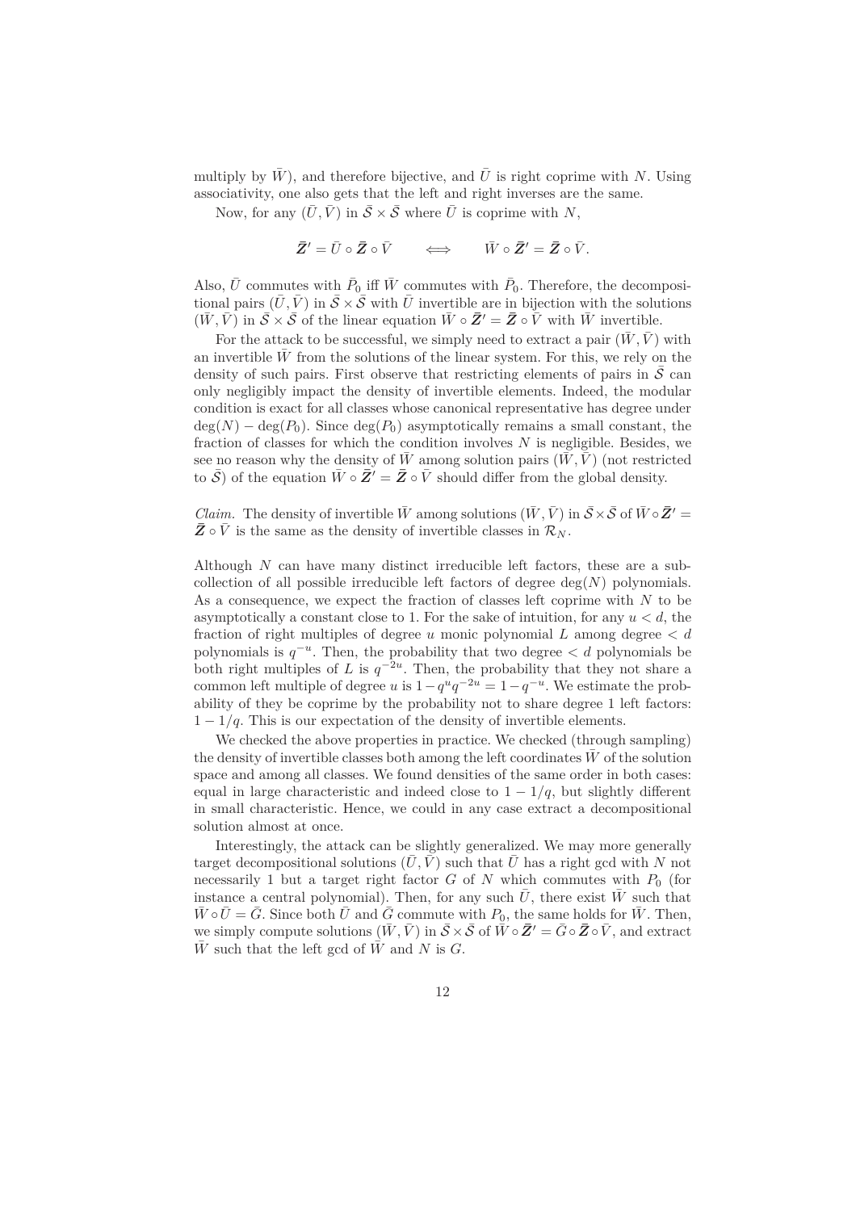multiply by $\bar{W}$), and therefore bijective, and $\bar{U}$ is right coprime with $N$. Using associativity, one also gets that the left and right inverses are the same.

Now, for any $(\bar{U}, \bar{V})$ in $\bar{\mathcal{S}} \times \bar{\mathcal{S}}$ where $\bar{U}$ is coprime with $N$,

$$\bar{\boldsymbol{Z}}' = \bar{U} \circ \bar{\boldsymbol{Z}} \circ \bar{V} \qquad \Longleftrightarrow \qquad \bar{W} \circ \bar{\boldsymbol{Z}}' = \bar{\boldsymbol{Z}} \circ \bar{V}.$$

Also, $\bar{U}$ commutes with $\bar{P}_0$ iff $\bar{W}$ commutes with $\bar{P}_0$. Therefore, the decompositional pairs $(\bar{U}, \bar{V})$ in $\bar{\mathcal{S}} \times \bar{\mathcal{S}}$ with $\bar{U}$ invertible are in bijection with the solutions $(\bar{W}, \bar{V})$ in $\bar{\mathcal{S}} \times \bar{\mathcal{S}}$ of the linear equation $\bar{W} \circ \bar{\boldsymbol{Z}}' = \bar{\boldsymbol{Z}} \circ \bar{V}$ with $\bar{W}$ invertible.

For the attack to be successful, we simply need to extract a pair $(\bar{W}, \bar{V})$ with an invertible $\bar{W}$ from the solutions of the linear system. For this, we rely on the density of such pairs. First observe that restricting elements of pairs in $\bar{\mathcal{S}}$ can only negligibly impact the density of invertible elements. Indeed, the modular condition is exact for all classes whose canonical representative has degree under $\deg(N) - \deg(P_0)$. Since $\deg(P_0)$ asymptotically remains a small constant, the fraction of classes for which the condition involves $N$ is negligible. Besides, we see no reason why the density of $\bar{W}$ among solution pairs $(\bar{W}, \bar{V})$ (not restricted to $\bar{\mathcal{S}}$) of the equation $\bar{W} \circ \bar{\boldsymbol{Z}}' = \bar{\boldsymbol{Z}} \circ \bar{V}$ should differ from the global density.

*Claim.* The density of invertible $\bar{W}$ among solutions $(\bar{W}, \bar{V})$ in $\bar{\mathcal{S}} \times \bar{\mathcal{S}}$ of $\bar{W} \circ \bar{\boldsymbol{Z}}' = \bar{\boldsymbol{Z}} \circ \bar{V}$ is the same as the density of invertible classes in $\mathcal{R}_N$.

Although $N$ can have many distinct irreducible left factors, these are a subcollection of all possible irreducible left factors of degree $\deg(N)$ polynomials. As a consequence, we expect the fraction of classes left coprime with $N$ to be asymptotically a constant close to 1. For the sake of intuition, for any $u < d$, the fraction of right multiples of degree $u$ monic polynomial $L$ among degree $< d$ polynomials is $q^{-u}$. Then, the probability that two degree $< d$ polynomials be both right multiples of $L$ is $q^{-2u}$. Then, the probability that they not share a common left multiple of degree $u$ is $1 - q^u q^{-2u} = 1 - q^{-u}$. We estimate the probability of they be coprime by the probability not to share degree 1 left factors: $1 - 1/q$. This is our expectation of the density of invertible elements.

We checked the above properties in practice. We checked (through sampling) the density of invertible classes both among the left coordinates $\bar{W}$ of the solution space and among all classes. We found densities of the same order in both cases: equal in large characteristic and indeed close to $1 - 1/q$, but slightly different in small characteristic. Hence, we could in any case extract a decompositional solution almost at once.

Interestingly, the attack can be slightly generalized. We may more generally target decompositional solutions $(\bar{U}, \bar{V})$ such that $\bar{U}$ has a right gcd with $N$ not necessarily 1 but a target right factor $G$ of $N$ which commutes with $P_0$ (for instance a central polynomial). Then, for any such $\bar{U}$, there exist $\bar{W}$ such that $\bar{W} \circ \bar{U} = \bar{G}$. Since both $\bar{U}$ and $\bar{G}$ commute with $P_0$, the same holds for $\bar{W}$. Then, we simply compute solutions $(\bar{W}, \bar{V})$ in $\bar{\mathcal{S}} \times \bar{\mathcal{S}}$ of $\bar{W} \circ \bar{\boldsymbol{Z}}' = \bar{G} \circ \bar{\boldsymbol{Z}} \circ \bar{V}$, and extract $\bar{W}$ such that the left gcd of $\bar{W}$ and $N$ is $G$.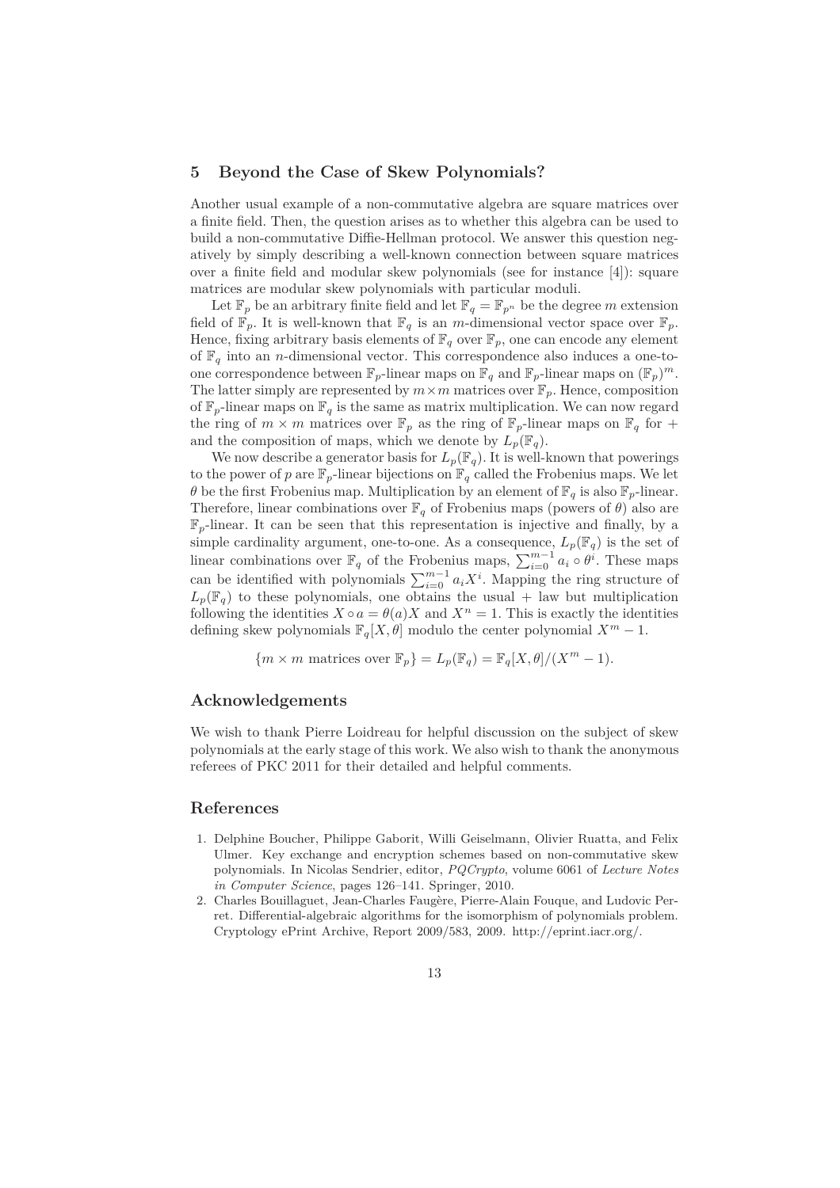## 5 Beyond the Case of Skew Polynomials?

Another usual example of a non-commutative algebra are square matrices over a finite field. Then, the question arises as to whether this algebra can be used to build a non-commutative Diffie-Hellman protocol. We answer this question negatively by simply describing a well-known connection between square matrices over a finite field and modular skew polynomials (see for instance [4]): square matrices are modular skew polynomials with particular moduli.

Let $\mathbb{F}_p$ be an arbitrary finite field and let $\mathbb{F}_q = \mathbb{F}_{p^n}$ be the degree $m$ extension field of $\mathbb{F}_p$. It is well-known that $\mathbb{F}_q$ is an $m$-dimensional vector space over $\mathbb{F}_p$. Hence, fixing arbitrary basis elements of $\mathbb{F}_q$ over $\mathbb{F}_p$, one can encode any element of $\mathbb{F}_q$ into an $n$-dimensional vector. This correspondence also induces a one-to-one correspondence between $\mathbb{F}_p$-linear maps on $\mathbb{F}_q$ and $\mathbb{F}_p$-linear maps on $(\mathbb{F}_p)^m$. The latter simply are represented by $m \times m$ matrices over $\mathbb{F}_p$. Hence, composition of $\mathbb{F}_p$-linear maps on $\mathbb{F}_q$ is the same as matrix multiplication. We can now regard the ring of $m \times m$ matrices over $\mathbb{F}_p$ as the ring of $\mathbb{F}_p$-linear maps on $\mathbb{F}_q$ for + and the composition of maps, which we denote by $L_p(\mathbb{F}_q)$.

We now describe a generator basis for $L_p(\mathbb{F}_q)$. It is well-known that powerings to the power of $p$ are $\mathbb{F}_p$-linear bijections on $\mathbb{F}_q$ called the Frobenius maps. We let $\theta$ be the first Frobenius map. Multiplication by an element of $\mathbb{F}_q$ is also $\mathbb{F}_p$-linear. Therefore, linear combinations over $\mathbb{F}_q$ of Frobenius maps (powers of $\theta$) also are $\mathbb{F}_p$-linear. It can be seen that this representation is injective and finally, by a simple cardinality argument, one-to-one. As a consequence, $L_p(\mathbb{F}_q)$ is the set of linear combinations over $\mathbb{F}_q$ of the Frobenius maps, $\sum_{i=0}^{m-1} a_i \circ \theta^i$. These maps can be identified with polynomials $\sum_{i=0}^{m-1} a_i X^i$. Mapping the ring structure of $L_p(\mathbb{F}_q)$ to these polynomials, one obtains the usual + law but multiplication following the identities $X \circ a = \theta(a)X$ and $X^n = 1$. This is exactly the identities defining skew polynomials $\mathbb{F}_q[X, \theta]$ modulo the center polynomial $X^m - 1$.

$$\{m \times m \text{ matrices over } \mathbb{F}_p\} = L_p(\mathbb{F}_q) = \mathbb{F}_q[X, \theta]/(X^m - 1).$$

## Acknowledgements

We wish to thank Pierre Loidreau for helpful discussion on the subject of skew polynomials at the early stage of this work. We also wish to thank the anonymous referees of PKC 2011 for their detailed and helpful comments.

## References

1. Delphine Boucher, Philippe Gaborit, Willi Geiselmann, Olivier Ruatta, and Felix Ulmer. Key exchange and encryption schemes based on non-commutative skew polynomials. In Nicolas Sendrier, editor, *PQCrypto*, volume 6061 of *Lecture Notes in Computer Science*, pages 126–141. Springer, 2010.
2. Charles Bouillaguet, Jean-Charles Faugère, Pierre-Alain Fouque, and Ludovic Perret. Differential-algebraic algorithms for the isomorphism of polynomials problem. Cryptology ePrint Archive, Report 2009/583, 2009. http://eprint.iacr.org/.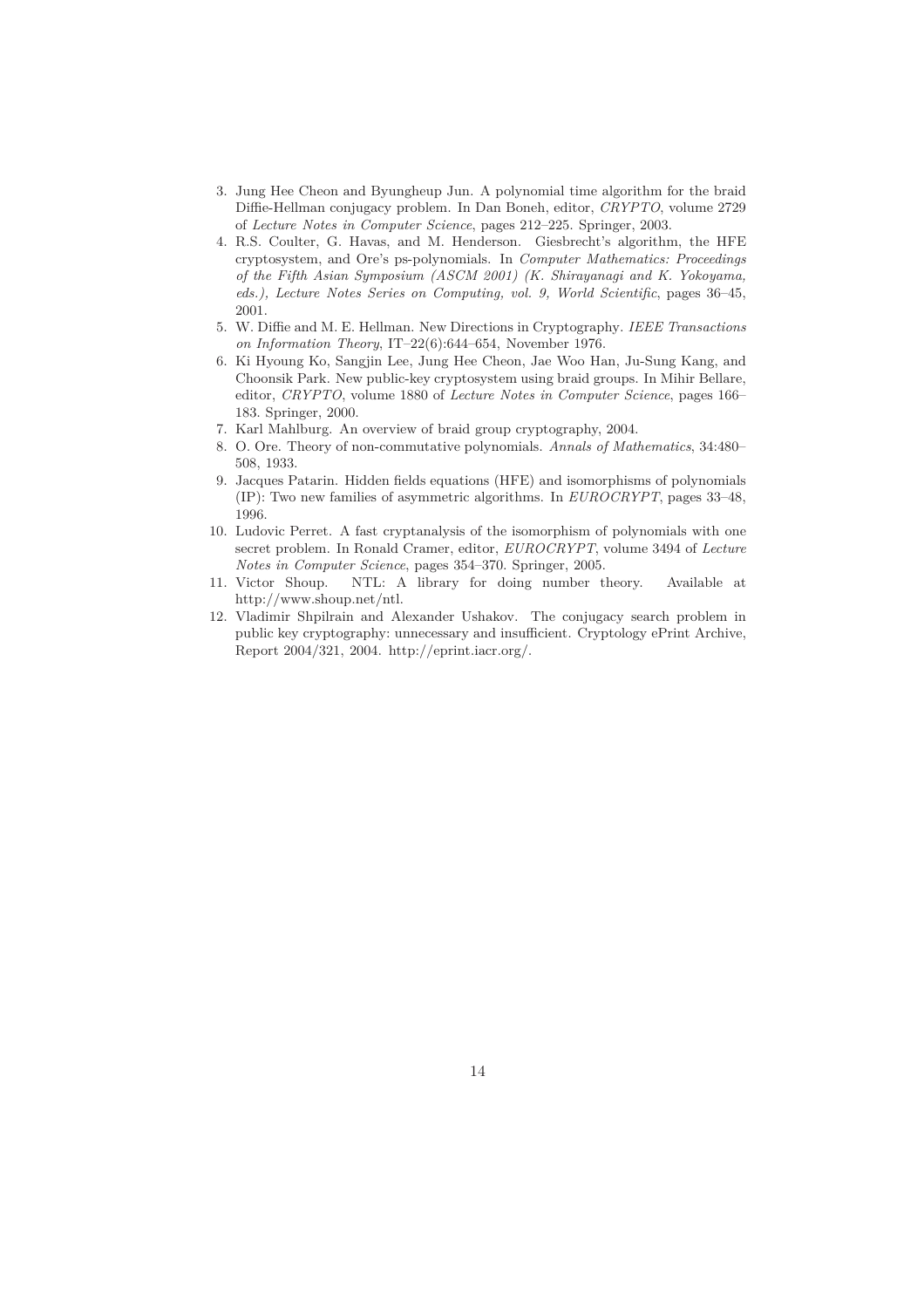3. Jung Hee Cheon and Byungheup Jun. A polynomial time algorithm for the braid Diffie-Hellman conjugacy problem. In Dan Boneh, editor, *CRYPTO*, volume 2729 of *Lecture Notes in Computer Science*, pages 212–225. Springer, 2003.
4. R.S. Coulter, G. Havas, and M. Henderson. Giesbrecht's algorithm, the HFE cryptosystem, and Ore's ps-polynomials. In *Computer Mathematics: Proceedings of the Fifth Asian Symposium (ASCM 2001) (K. Shirayanagi and K. Yokoyama, eds.), Lecture Notes Series on Computing, vol. 9, World Scientific*, pages 36–45, 2001.
5. W. Diffie and M. E. Hellman. New Directions in Cryptography. *IEEE Transactions on Information Theory*, IT–22(6):644–654, November 1976.
6. Ki Hyoung Ko, Sangjin Lee, Jung Hee Cheon, Jae Woo Han, Ju-Sung Kang, and Choonsik Park. New public-key cryptosystem using braid groups. In Mihir Bellare, editor, *CRYPTO*, volume 1880 of *Lecture Notes in Computer Science*, pages 166–183. Springer, 2000.
7. Karl Mahlburg. An overview of braid group cryptography, 2004.
8. O. Ore. Theory of non-commutative polynomials. *Annals of Mathematics*, 34:480–508, 1933.
9. Jacques Patarin. Hidden fields equations (HFE) and isomorphisms of polynomials (IP): Two new families of asymmetric algorithms. In *EUROCRYPT*, pages 33–48, 1996.
10. Ludovic Perret. A fast cryptanalysis of the isomorphism of polynomials with one secret problem. In Ronald Cramer, editor, *EUROCRYPT*, volume 3494 of *Lecture Notes in Computer Science*, pages 354–370. Springer, 2005.
11. Victor Shoup. NTL: A library for doing number theory. Available at http://www.shoup.net/ntl.
12. Vladimir Shpilrain and Alexander Ushakov. The conjugacy search problem in public key cryptography: unnecessary and insufficient. Cryptology ePrint Archive, Report 2004/321, 2004. http://eprint.iacr.org/.